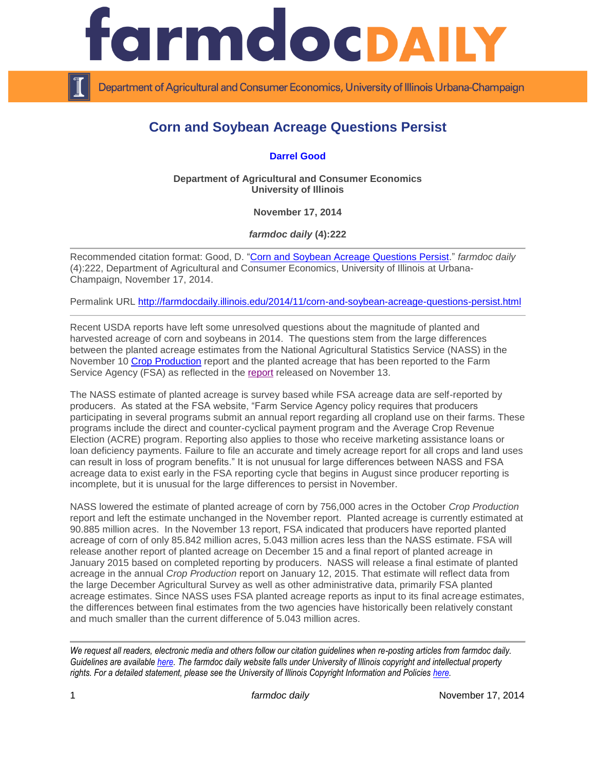# Corn and Soybean Acreage Questions Persist

**Darrel Good**

**Department of Agricultural and Consumer Economics**
**University of Illinois**

**November 17, 2014**

***farmdoc daily* (4):222**

---

Recommended citation format: Good, D. "Corn and Soybean Acreage Questions Persist." *farmdoc daily* (4):222, Department of Agricultural and Consumer Economics, University of Illinois at Urbana-Champaign, November 17, 2014.

Permalink URL http://farmdocdaily.illinois.edu/2014/11/corn-and-soybean-acreage-questions-persist.html

---

Recent USDA reports have left some unresolved questions about the magnitude of planted and harvested acreage of corn and soybeans in 2014. The questions stem from the large differences between the planted acreage estimates from the National Agricultural Statistics Service (NASS) in the November 10 Crop Production report and the planted acreage that has been reported to the Farm Service Agency (FSA) as reflected in the report released on November 13.

The NASS estimate of planted acreage is survey based while FSA acreage data are self-reported by producers. As stated at the FSA website, "Farm Service Agency policy requires that producers participating in several programs submit an annual report regarding all cropland use on their farms. These programs include the direct and counter-cyclical payment program and the Average Crop Revenue Election (ACRE) program. Reporting also applies to those who receive marketing assistance loans or loan deficiency payments. Failure to file an accurate and timely acreage report for all crops and land uses can result in loss of program benefits." It is not unusual for large differences between NASS and FSA acreage data to exist early in the FSA reporting cycle that begins in August since producer reporting is incomplete, but it is unusual for the large differences to persist in November.

NASS lowered the estimate of planted acreage of corn by 756,000 acres in the October *Crop Production* report and left the estimate unchanged in the November report. Planted acreage is currently estimated at 90.885 million acres. In the November 13 report, FSA indicated that producers have reported planted acreage of corn of only 85.842 million acres, 5.043 million acres less than the NASS estimate. FSA will release another report of planted acreage on December 15 and a final report of planted acreage in January 2015 based on completed reporting by producers. NASS will release a final estimate of planted acreage in the annual *Crop Production* report on January 12, 2015. That estimate will reflect data from the large December Agricultural Survey as well as other administrative data, primarily FSA planted acreage estimates. Since NASS uses FSA planted acreage reports as input to its final acreage estimates, the differences between final estimates from the two agencies have historically been relatively constant and much smaller than the current difference of 5.043 million acres.

---

*We request all readers, electronic media and others follow our citation guidelines when re-posting articles from farmdoc daily. Guidelines are available here. The farmdoc daily website falls under University of Illinois copyright and intellectual property rights. For a detailed statement, please see the University of Illinois Copyright Information and Policies here.*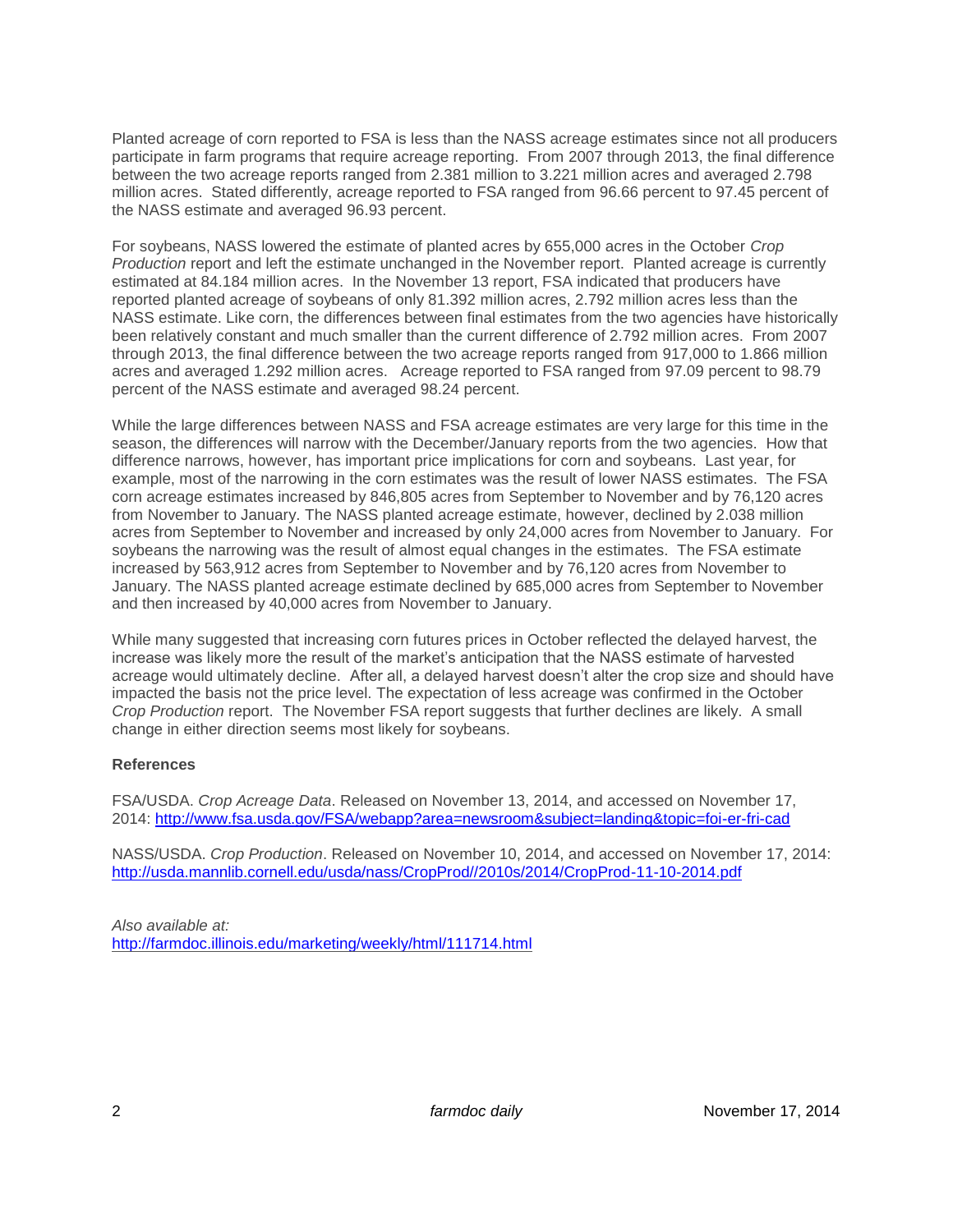Planted acreage of corn reported to FSA is less than the NASS acreage estimates since not all producers participate in farm programs that require acreage reporting. From 2007 through 2013, the final difference between the two acreage reports ranged from 2.381 million to 3.221 million acres and averaged 2.798 million acres. Stated differently, acreage reported to FSA ranged from 96.66 percent to 97.45 percent of the NASS estimate and averaged 96.93 percent.

For soybeans, NASS lowered the estimate of planted acres by 655,000 acres in the October *Crop Production* report and left the estimate unchanged in the November report. Planted acreage is currently estimated at 84.184 million acres. In the November 13 report, FSA indicated that producers have reported planted acreage of soybeans of only 81.392 million acres, 2.792 million acres less than the NASS estimate. Like corn, the differences between final estimates from the two agencies have historically been relatively constant and much smaller than the current difference of 2.792 million acres. From 2007 through 2013, the final difference between the two acreage reports ranged from 917,000 to 1.866 million acres and averaged 1.292 million acres. Acreage reported to FSA ranged from 97.09 percent to 98.79 percent of the NASS estimate and averaged 98.24 percent.

While the large differences between NASS and FSA acreage estimates are very large for this time in the season, the differences will narrow with the December/January reports from the two agencies. How that difference narrows, however, has important price implications for corn and soybeans. Last year, for example, most of the narrowing in the corn estimates was the result of lower NASS estimates. The FSA corn acreage estimates increased by 846,805 acres from September to November and by 76,120 acres from November to January. The NASS planted acreage estimate, however, declined by 2.038 million acres from September to November and increased by only 24,000 acres from November to January. For soybeans the narrowing was the result of almost equal changes in the estimates. The FSA estimate increased by 563,912 acres from September to November and by 76,120 acres from November to January. The NASS planted acreage estimate declined by 685,000 acres from September to November and then increased by 40,000 acres from November to January.

While many suggested that increasing corn futures prices in October reflected the delayed harvest, the increase was likely more the result of the market's anticipation that the NASS estimate of harvested acreage would ultimately decline. After all, a delayed harvest doesn't alter the crop size and should have impacted the basis not the price level. The expectation of less acreage was confirmed in the October *Crop Production* report. The November FSA report suggests that further declines are likely. A small change in either direction seems most likely for soybeans.

**References**

FSA/USDA. *Crop Acreage Data*. Released on November 13, 2014, and accessed on November 17, 2014: http://www.fsa.usda.gov/FSA/webapp?area=newsroom&subject=landing&topic=foi-er-fri-cad

NASS/USDA. *Crop Production*. Released on November 10, 2014, and accessed on November 17, 2014: http://usda.mannlib.cornell.edu/usda/nass/CropProd//2010s/2014/CropProd-11-10-2014.pdf

*Also available at:*
http://farmdoc.illinois.edu/marketing/weekly/html/111714.html